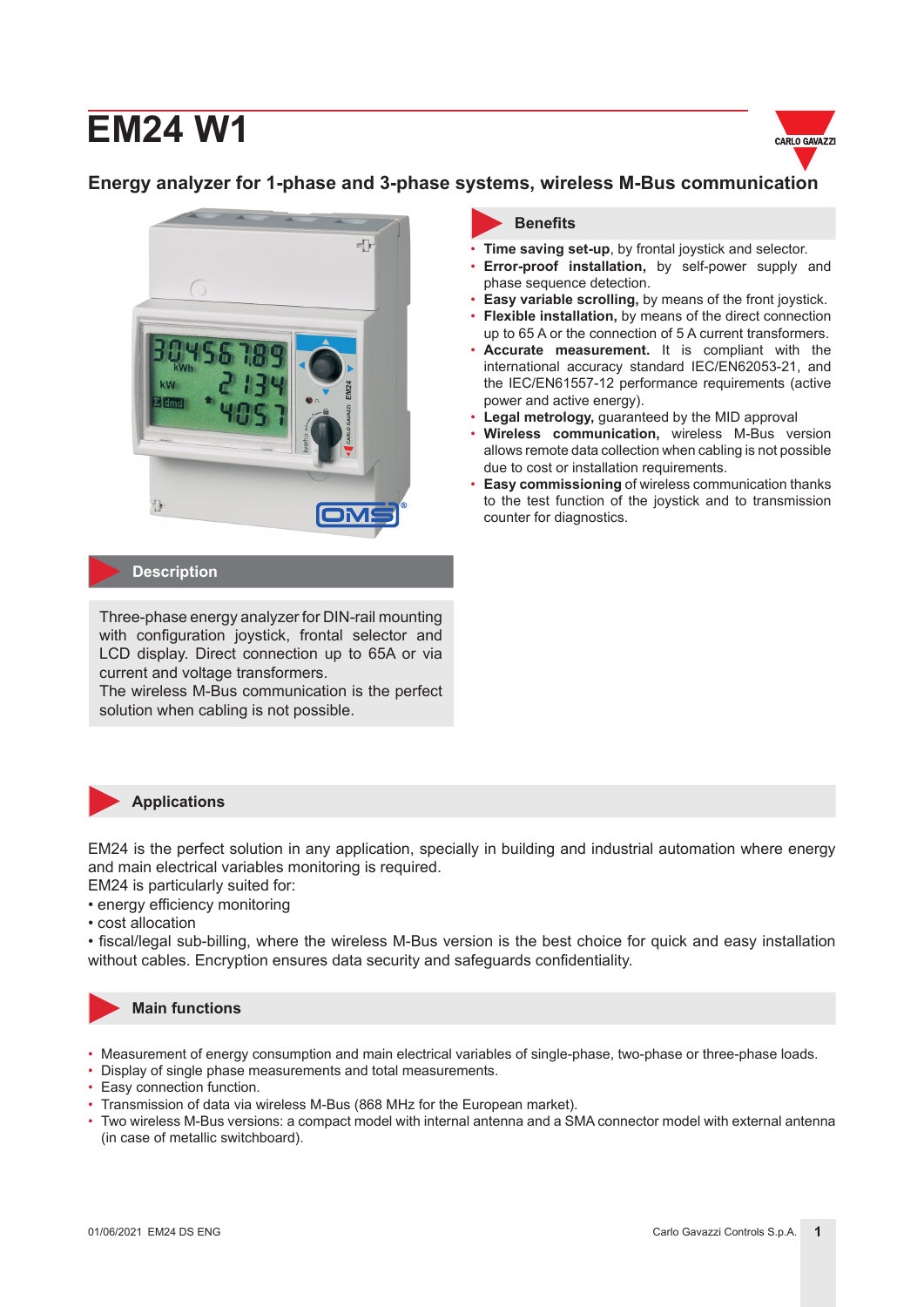# EM24 W1

## Energy analyzer for 1-phase and 3-phase systems, wireless M-Bus communication

## Benefits

- **Time saving set-up**, by frontal joystick and selector.
- **Error-proof installation,** by self-power supply and phase sequence detection.
- **Easy variable scrolling,** by means of the front joystick.
- **Flexible installation,** by means of the direct connection up to 65 A or the connection of 5 A current transformers.
- **Accurate measurement.** It is compliant with the international accuracy standard IEC/EN62053-21, and the IEC/EN61557-12 performance requirements (active power and active energy).
- **Legal metrology,** guaranteed by the MID approval
- **Wireless communication,** wireless M-Bus version allows remote data collection when cabling is not possible due to cost or installation requirements.
- **Easy commissioning** of wireless communication thanks to the test function of the joystick and to transmission counter for diagnostics.

## Description

Three-phase energy analyzer for DIN-rail mounting with configuration joystick, frontal selector and LCD display. Direct connection up to 65A or via current and voltage transformers.
The wireless M-Bus communication is the perfect solution when cabling is not possible.

## Applications

EM24 is the perfect solution in any application, specially in building and industrial automation where energy and main electrical variables monitoring is required.
EM24 is particularly suited for:
• energy efficiency monitoring
• cost allocation
• fiscal/legal sub-billing, where the wireless M-Bus version is the best choice for quick and easy installation without cables. Encryption ensures data security and safeguards confidentiality.

## Main functions

- Measurement of energy consumption and main electrical variables of single-phase, two-phase or three-phase loads.
- Display of single phase measurements and total measurements.
- Easy connection function.
- Transmission of data via wireless M-Bus (868 MHz for the European market).
- Two wireless M-Bus versions: a compact model with internal antenna and a SMA connector model with external antenna (in case of metallic switchboard).

01/06/2021 EM24 DS ENG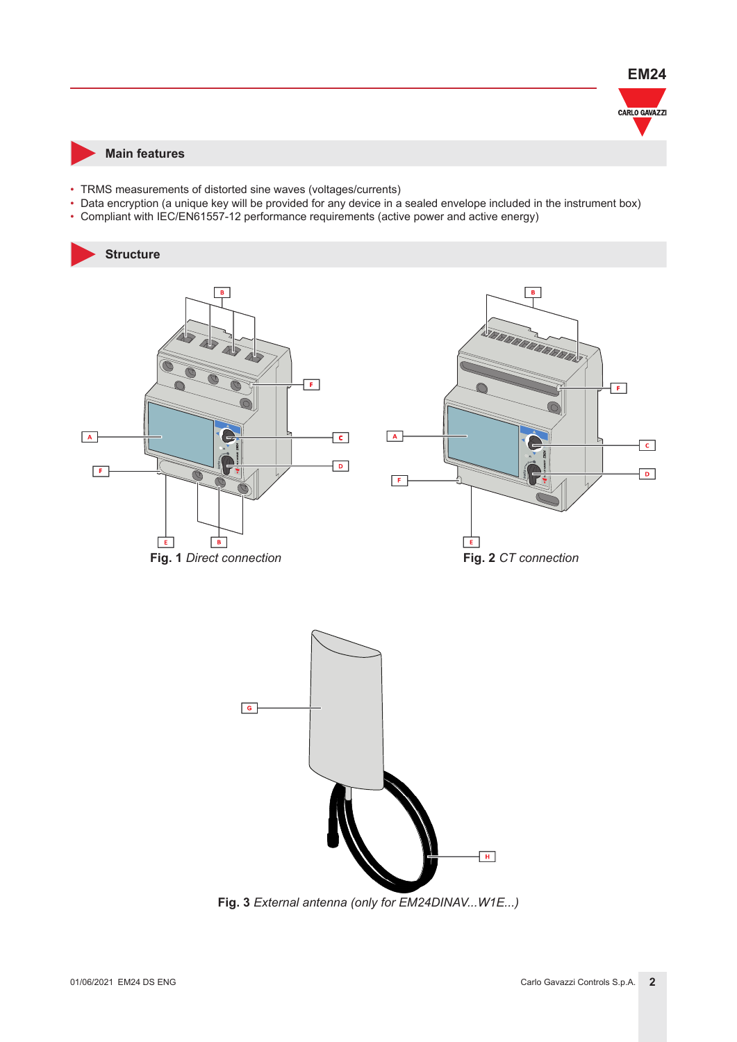## Main features

- TRMS measurements of distorted sine waves (voltages/currents)
- Data encryption (a unique key will be provided for any device in a sealed envelope included in the instrument box)
- Compliant with IEC/EN61557-12 performance requirements (active power and active energy)

## Structure

**Fig. 1** *Direct connection*

**Fig. 2** *CT connection*

**Fig. 3** *External antenna (only for EM24DINAV...W1E...)*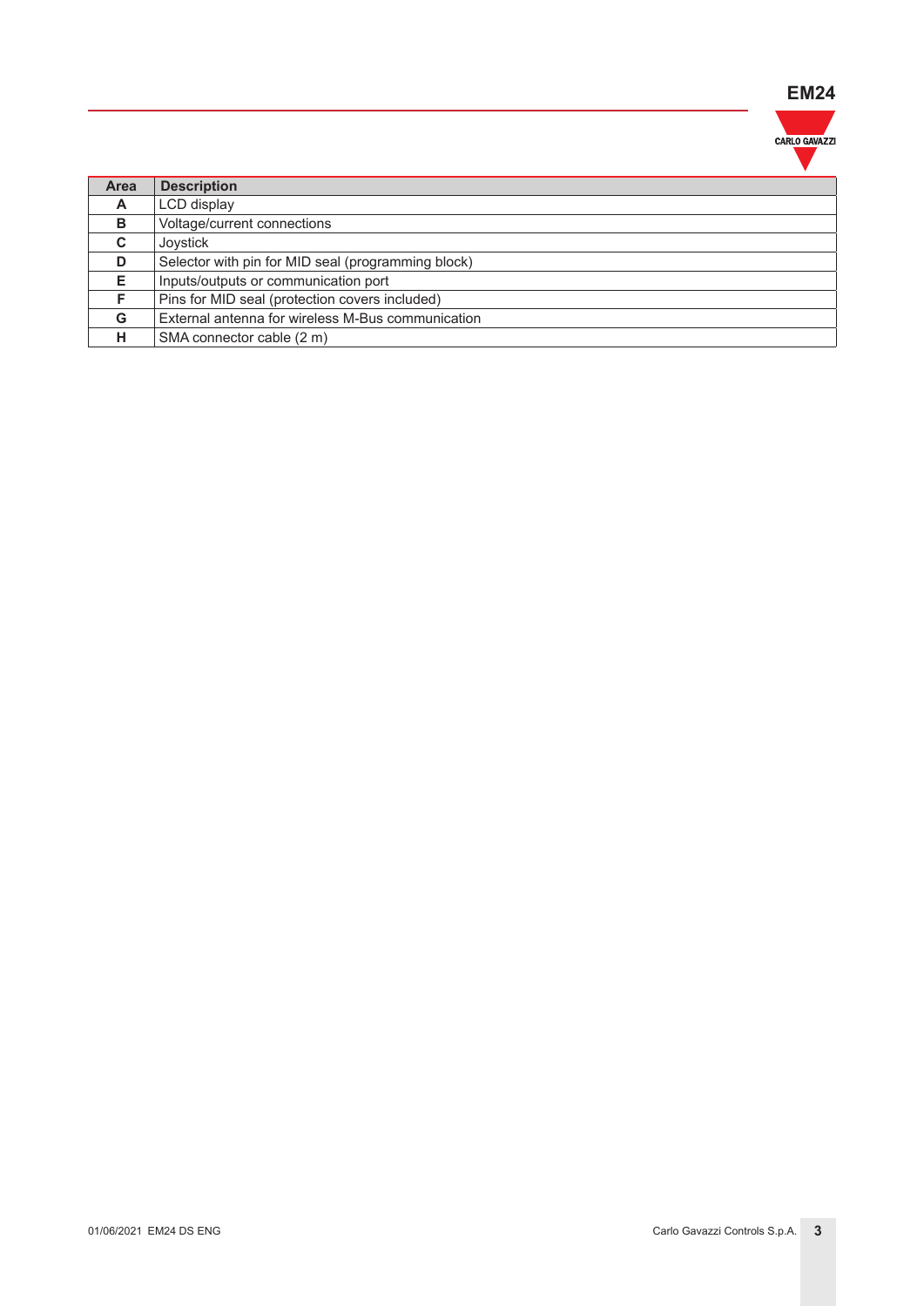| Area | Description |
| --- | --- |
| A | LCD display |
| B | Voltage/current connections |
| C | Joystick |
| D | Selector with pin for MID seal (programming block) |
| E | Inputs/outputs or communication port |
| F | Pins for MID seal (protection covers included) |
| G | External antenna for wireless M-Bus communication |
| H | SMA connector cable (2 m) |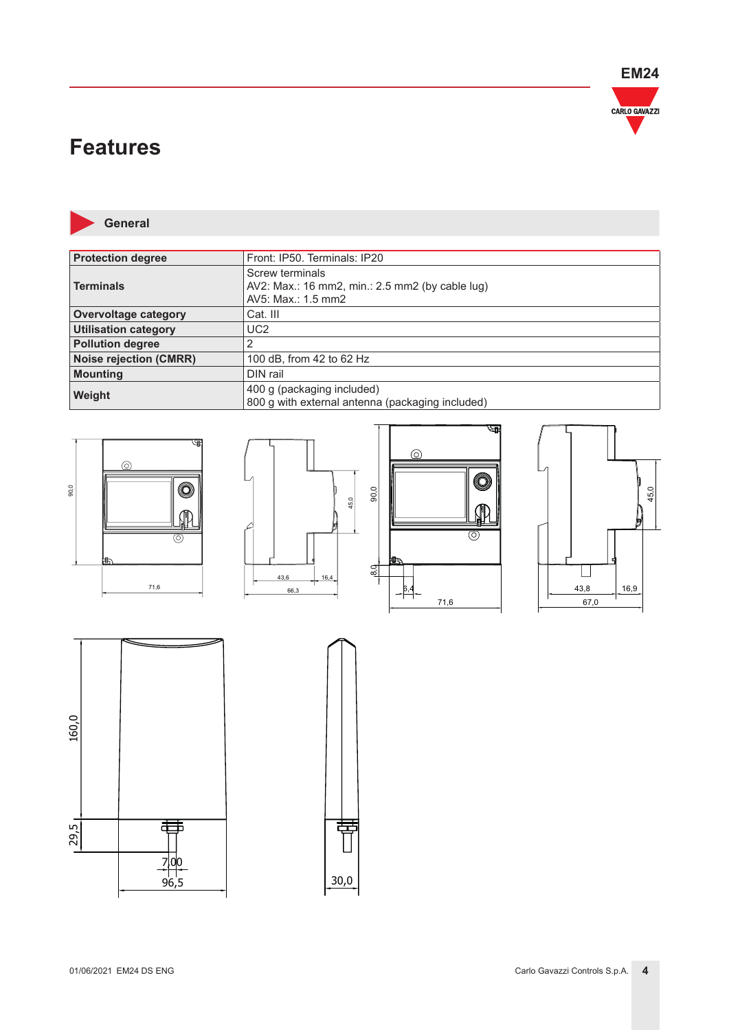# Features

## General

| | |
|---|---|
| **Protection degree** | Front: IP50. Terminals: IP20 |
| **Terminals** | Screw terminals<br>AV2: Max.: 16 mm2, min.: 2.5 mm2 (by cable lug)<br>AV5: Max.: 1.5 mm2 |
| **Overvoltage category** | Cat. III |
| **Utilisation category** | UC2 |
| **Pollution degree** | 2 |
| **Noise rejection (CMRR)** | 100 dB, from 42 to 62 Hz |
| **Mounting** | DIN rail |
| **Weight** | 400 g (packaging included)<br>800 g with external antenna (packaging included) |

90,0
71,6
43,6
16,4
66,3
45,0
90,0
8,0
6,4
71,6
45,0
43,8
16,9
67,0
160,0
29,5
7,00
96,5
30,0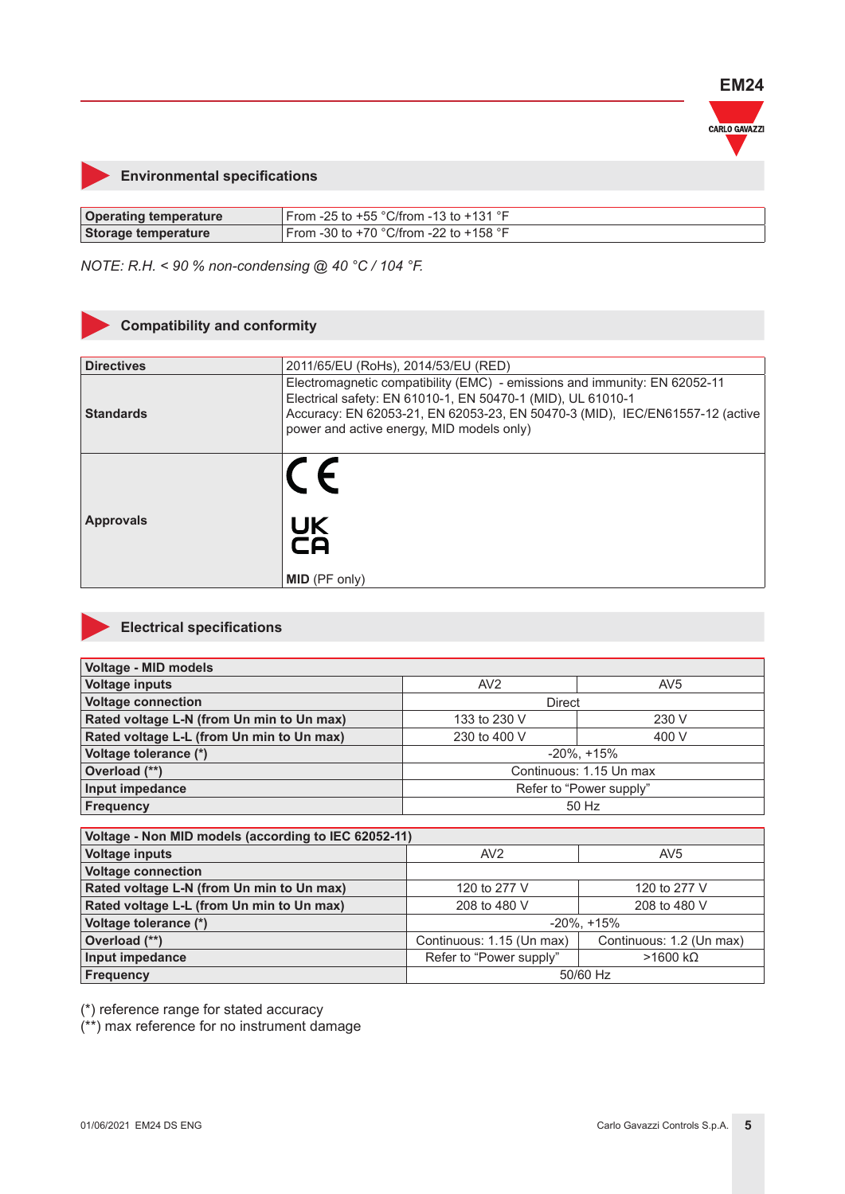## Environmental specifications

| | |
|---|---|
| **Operating temperature** | From -25 to +55 °C/from -13 to +131 °F |
| **Storage temperature** | From -30 to +70 °C/from -22 to +158 °F |

*NOTE: R.H. < 90 % non-condensing @ 40 °C / 104 °F.*

## Compatibility and conformity

| | |
|---|---|
| **Directives** | 2011/65/EU (RoHS), 2014/53/EU (RED) |
| **Standards** | Electromagnetic compatibility (EMC) - emissions and immunity: EN 62052-11<br>Electrical safety: EN 61010-1, EN 50470-1 (MID), UL 61010-1<br>Accuracy: EN 62053-21, EN 62053-23, EN 50470-3 (MID), IEC/EN61557-12 (active power and active energy, MID models only) |
| **Approvals** | CE<br>UK CA<br>**MID** (PF only) |

## Electrical specifications

| **Voltage - MID models** | | |
|---|---|---|
| **Voltage inputs** | AV2 | AV5 |
| **Voltage connection** | Direct | |
| **Rated voltage L-N (from Un min to Un max)** | 133 to 230 V | 230 V |
| **Rated voltage L-L (from Un min to Un max)** | 230 to 400 V | 400 V |
| **Voltage tolerance (*)** | -20%, +15% | |
| **Overload (**)** | Continuous: 1.15 Un max | |
| **Input impedance** | Refer to “Power supply” | |
| **Frequency** | 50 Hz | |

| **Voltage - Non MID models (according to IEC 62052-11)** | | |
|---|---|---|
| **Voltage inputs** | AV2 | AV5 |
| **Voltage connection** | | |
| **Rated voltage L-N (from Un min to Un max)** | 120 to 277 V | 120 to 277 V |
| **Rated voltage L-L (from Un min to Un max)** | 208 to 480 V | 208 to 480 V |
| **Voltage tolerance (*)** | -20%, +15% | |
| **Overload (**)** | Continuous: 1.15 (Un max) | Continuous: 1.2 (Un max) |
| **Input impedance** | Refer to “Power supply” | >1600 kΩ |
| **Frequency** | 50/60 Hz | |

(*) reference range for stated accuracy
(**) max reference for no instrument damage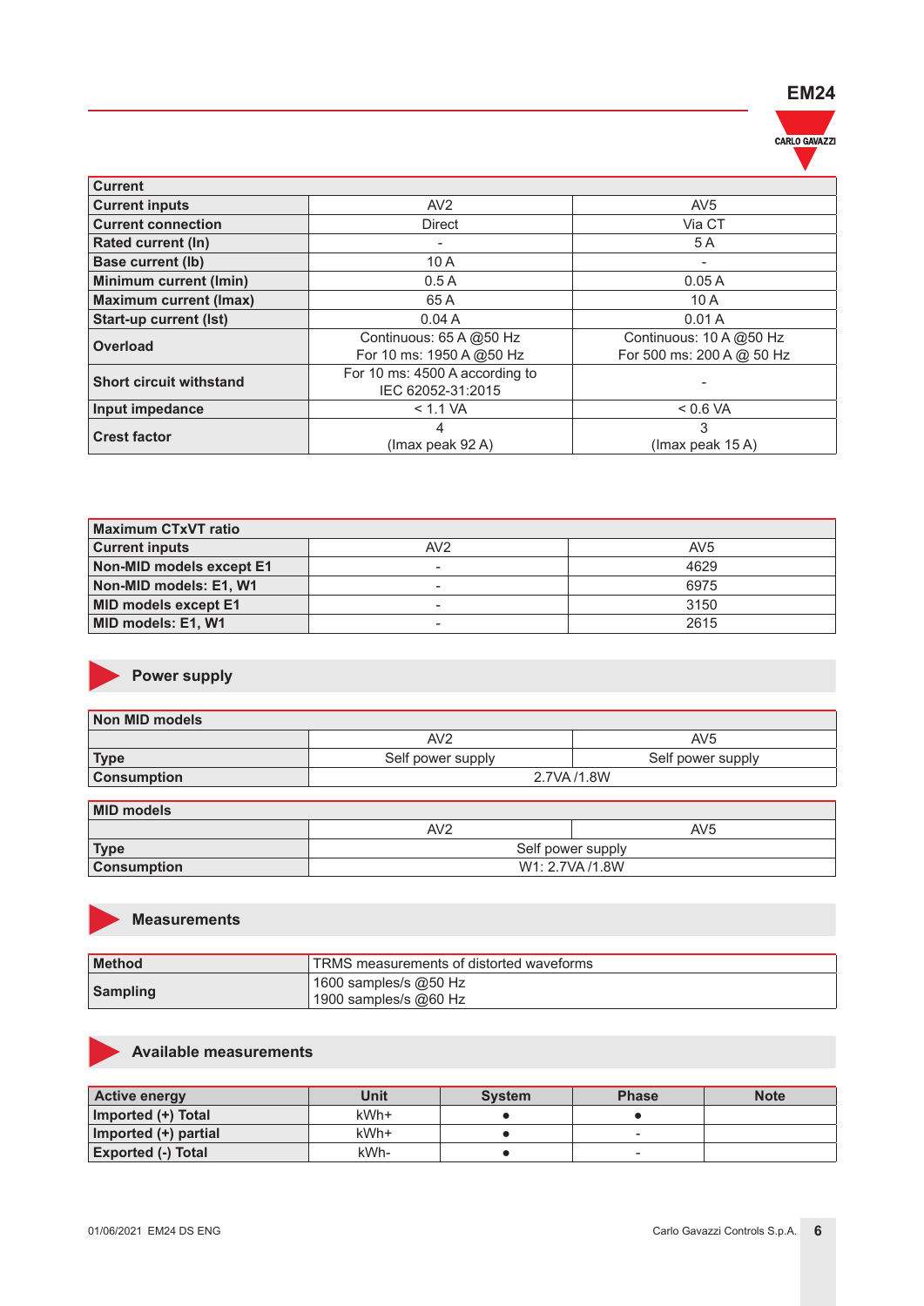| Current | | |
|---|---|---|
| **Current inputs** | AV2 | AV5 |
| **Current connection** | Direct | Via CT |
| **Rated current (In)** | - | 5 A |
| **Base current (Ib)** | 10 A | - |
| **Minimum current (Imin)** | 0.5 A | 0.05 A |
| **Maximum current (Imax)** | 65 A | 10 A |
| **Start-up current (Ist)** | 0.04 A | 0.01 A |
| **Overload** | Continuous: 65 A @50 Hz<br>For 10 ms: 1950 A @50 Hz | Continuous: 10 A @50 Hz<br>For 500 ms: 200 A @ 50 Hz |
| **Short circuit withstand** | For 10 ms: 4500 A according to IEC 62052-31:2015 | - |
| **Input impedance** | < 1.1 VA | < 0.6 VA |
| **Crest factor** | 4<br>(Imax peak 92 A) | 3<br>(Imax peak 15 A) |

| Maximum CTxVT ratio | | |
|---|---|---|
| **Current inputs** | AV2 | AV5 |
| **Non-MID models except E1** | - | 4629 |
| **Non-MID models: E1, W1** | - | 6975 |
| **MID models except E1** | - | 3150 |
| **MID models: E1, W1** | - | 2615 |

## Power supply

| Non MID models | | |
|---|---|---|
| | AV2 | AV5 |
| **Type** | Self power supply | Self power supply |
| **Consumption** | 2.7VA /1.8W | |

| MID models | | |
|---|---|---|
| | AV2 | AV5 |
| **Type** | Self power supply | |
| **Consumption** | W1: 2.7VA /1.8W | |

## Measurements

| | |
|---|---|
| **Method** | TRMS measurements of distorted waveforms |
| **Sampling** | 1600 samples/s @50 Hz<br>1900 samples/s @60 Hz |

## Available measurements

| Active energy | Unit | System | Phase | Note |
|---|---|---|---|---|
| **Imported (+) Total** | kWh+ | ● | ● | |
| **Imported (+) partial** | kWh+ | ● | - | |
| **Exported (-) Total** | kWh- | ● | - | |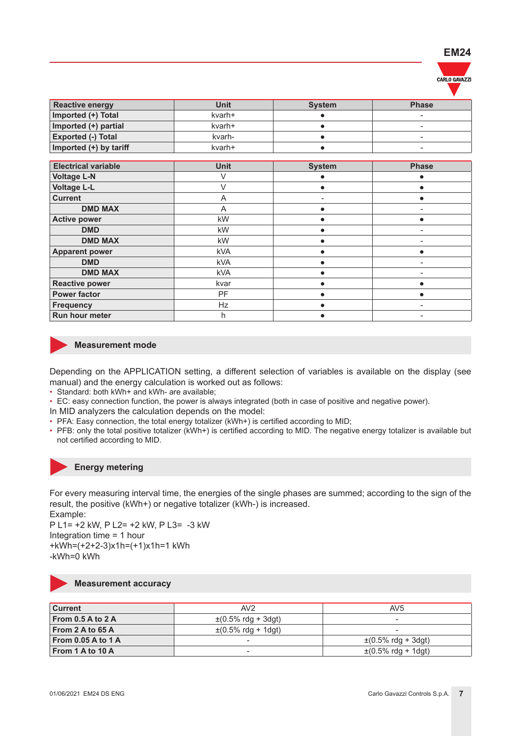| Reactive energy | Unit | System | Phase |
|---|---|---|---|
| Imported (+) Total | kvarh+ | ● | - |
| Imported (+) partial | kvarh+ | ● | - |
| Exported (-) Total | kvarh- | ● | - |
| Imported (+) by tariff | kvarh+ | ● | - |

| Electrical variable | Unit | System | Phase |
|---|---|---|---|
| Voltage L-N | V | ● | ● |
| Voltage L-L | V | ● | ● |
| Current | A | - | ● |
| DMD MAX | A | ● | - |
| Active power | kW | ● | ● |
| DMD | kW | ● | - |
| DMD MAX | kW | ● | - |
| Apparent power | kVA | ● | ● |
| DMD | kVA | ● | - |
| DMD MAX | kVA | ● | - |
| Reactive power | kvar | ● | ● |
| Power factor | PF | ● | ● |
| Frequency | Hz | ● | - |
| Run hour meter | h | ● | - |

## Measurement mode

Depending on the APPLICATION setting, a different selection of variables is available on the display (see manual) and the energy calculation is worked out as follows:

- Standard: both kWh+ and kWh- are available;
- EC: easy connection function, the power is always integrated (both in case of positive and negative power).

In MID analyzers the calculation depends on the model:

- PFA: Easy connection, the total energy totalizer (kWh+) is certified according to MID;
- PFB: only the total positive totalizer (kWh+) is certified according to MID. The negative energy totalizer is available but not certified according to MID.

## Energy metering

For every measuring interval time, the energies of the single phases are summed; according to the sign of the result, the positive (kWh+) or negative totalizer (kWh-) is increased.

Example:

P L1= +2 kW, P L2= +2 kW, P L3= -3 kW

Integration time = 1 hour

+kWh=(+2+2-3)x1h=(+1)x1h=1 kWh

-kWh=0 kWh

## Measurement accuracy

| Current | AV2 | AV5 |
|---|---|---|
| From 0.5 A to 2 A | ±(0.5% rdg + 3dgt) | - |
| From 2 A to 65 A | ±(0.5% rdg + 1dgt) | - |
| From 0.05 A to 1 A | - | ±(0.5% rdg + 3dgt) |
| From 1 A to 10 A | - | ±(0.5% rdg + 1dgt) |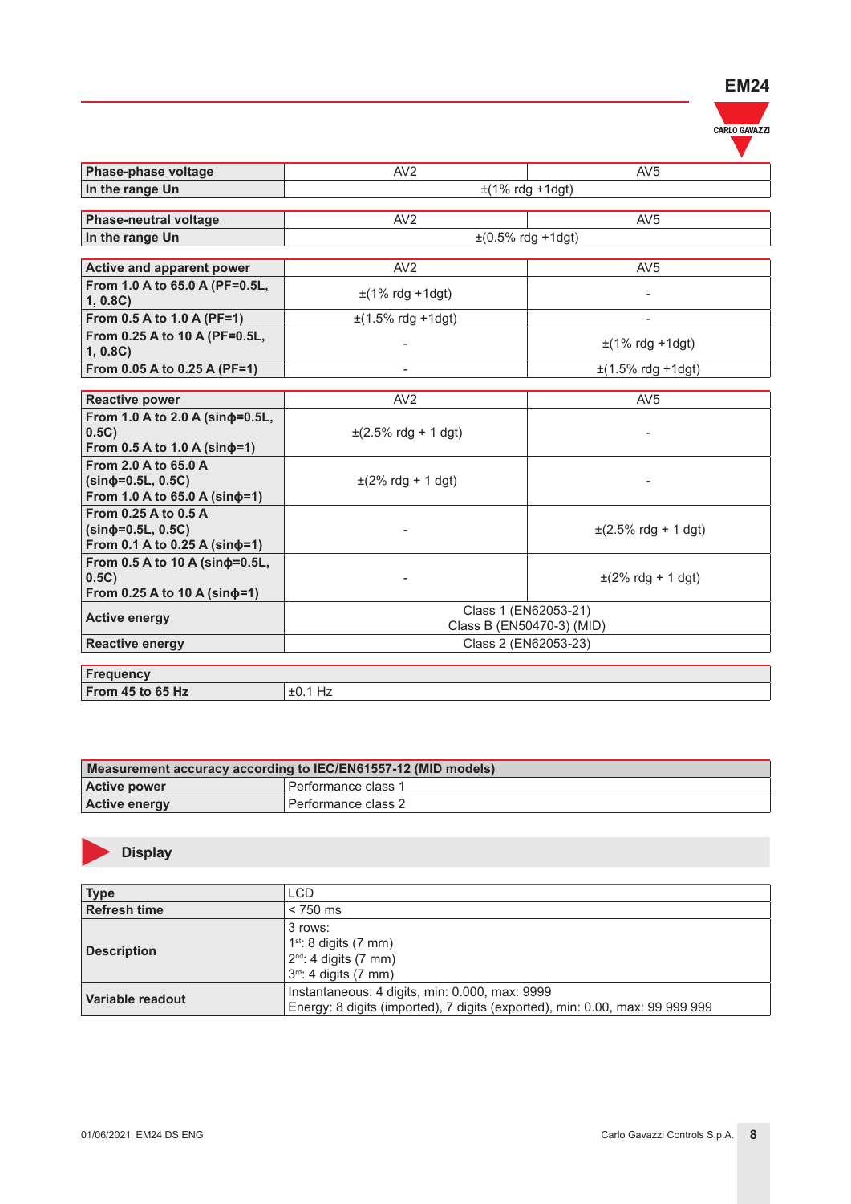| Phase-phase voltage | AV2 | AV5 |
|---|---|---|
| In the range Un | ±(1% rdg +1dgt) | |

| Phase-neutral voltage | AV2 | AV5 |
|---|---|---|
| In the range Un | ±(0.5% rdg +1dgt) | |

| Active and apparent power | AV2 | AV5 |
|---|---|---|
| From 1.0 A to 65.0 A (PF=0.5L, 1, 0.8C) | ±(1% rdg +1dgt) | - |
| From 0.5 A to 1.0 A (PF=1) | ±(1.5% rdg +1dgt) | - |
| From 0.25 A to 10 A (PF=0.5L, 1, 0.8C) | - | ±(1% rdg +1dgt) |
| From 0.05 A to 0.25 A (PF=1) | - | ±(1.5% rdg +1dgt) |

| Reactive power | AV2 | AV5 |
|---|---|---|
| From 1.0 A to 2.0 A (sinϕ=0.5L, 0.5C)<br>From 0.5 A to 1.0 A (sinϕ=1) | ±(2.5% rdg + 1 dgt) | - |
| From 2.0 A to 65.0 A (sinϕ=0.5L, 0.5C)<br>From 1.0 A to 65.0 A (sinϕ=1) | ±(2% rdg + 1 dgt) | - |
| From 0.25 A to 0.5 A (sinϕ=0.5L, 0.5C)<br>From 0.1 A to 0.25 A (sinϕ=1) | - | ±(2.5% rdg + 1 dgt) |
| From 0.5 A to 10 A (sinϕ=0.5L, 0.5C)<br>From 0.25 A to 10 A (sinϕ=1) | - | ±(2% rdg + 1 dgt) |
| Active energy | Class 1 (EN62053-21)<br>Class B (EN50470-3) (MID) | |
| Reactive energy | Class 2 (EN62053-23) | |

| Frequency | |
|---|---|
| From 45 to 65 Hz | ±0.1 Hz |

| Measurement accuracy according to IEC/EN61557-12 (MID models) | |
|---|---|
| Active power | Performance class 1 |
| Active energy | Performance class 2 |

## Display

| | |
|---|---|
| Type | LCD |
| Refresh time | < 750 ms |
| Description | 3 rows:<br>1st: 8 digits (7 mm)<br>2nd: 4 digits (7 mm)<br>3rd: 4 digits (7 mm) |
| Variable readout | Instantaneous: 4 digits, min: 0.000, max: 9999<br>Energy: 8 digits (imported), 7 digits (exported), min: 0.00, max: 99 999 999 |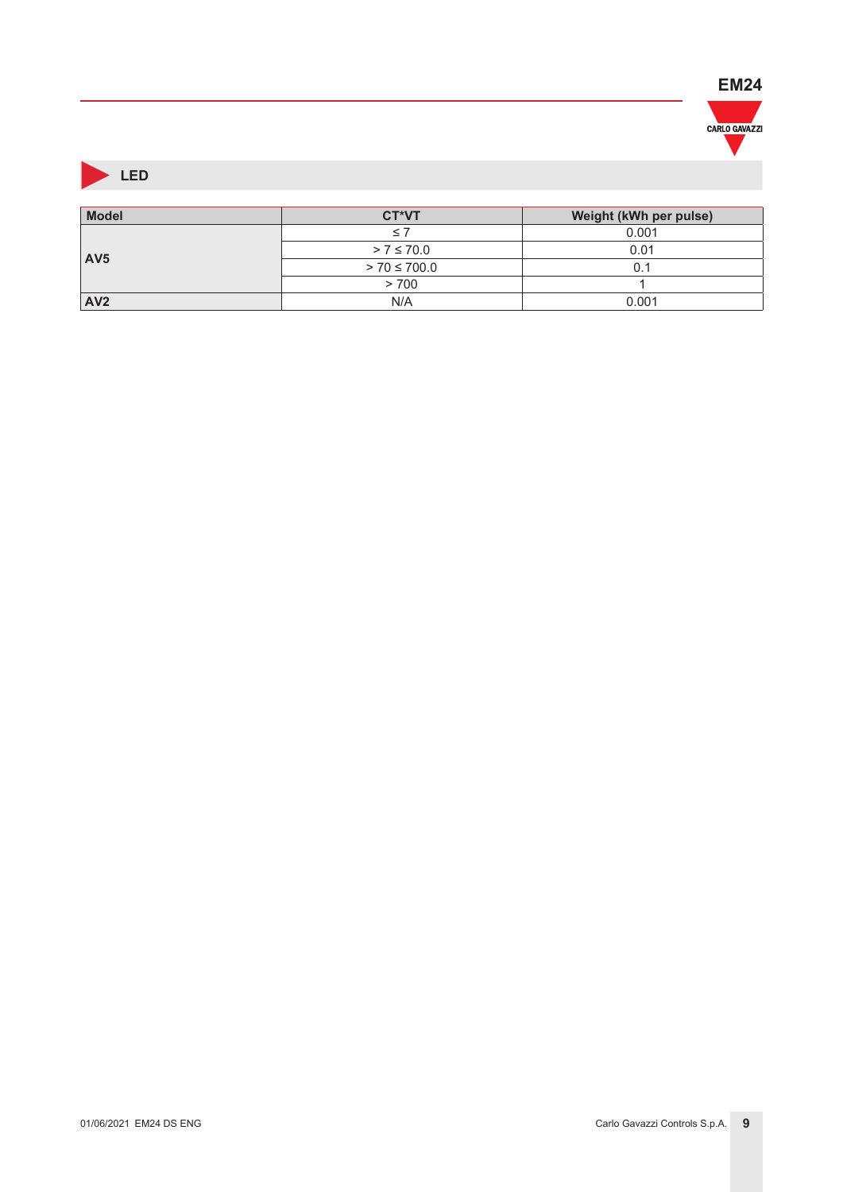## LED

| Model | CT*VT | Weight (kWh per pulse) |
|---|---|---|
| **AV5** | ≤ 7 | 0.001 |
| | > 7 ≤ 70.0 | 0.01 |
| | > 70 ≤ 700.0 | 0.1 |
| | > 700 | 1 |
| **AV2** | N/A | 0.001 |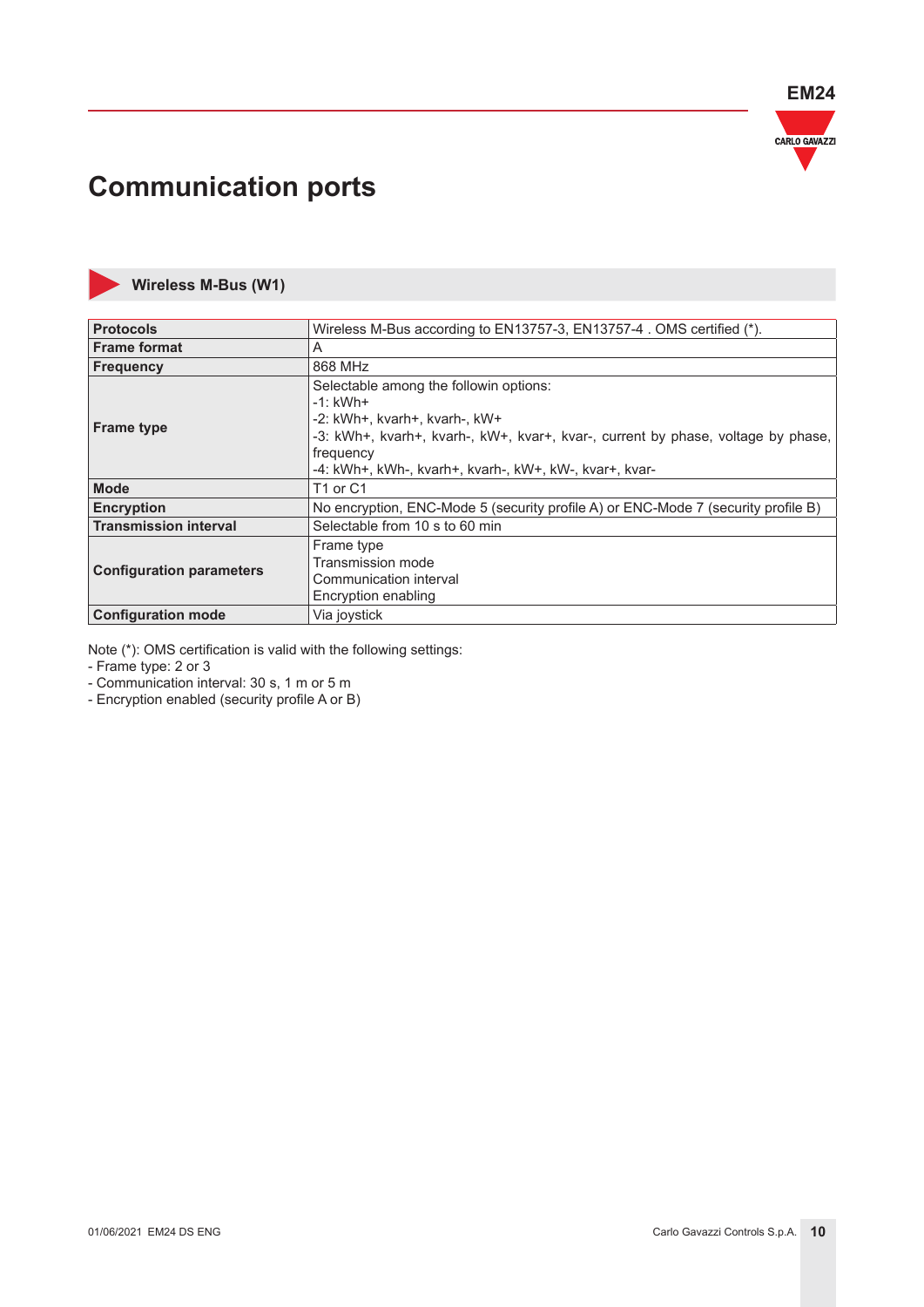# Communication ports

## Wireless M-Bus (W1)

| | |
|---|---|
| **Protocols** | Wireless M-Bus according to EN13757-3, EN13757-4 . OMS certified (*). |
| **Frame format** | A |
| **Frequency** | 868 MHz |
| **Frame type** | Selectable among the followin options:<br>-1: kWh+<br>-2: kWh+, kvarh+, kvarh-, kW+<br>-3: kWh+, kvarh+, kvarh-, kW+, kvar+, kvar-, current by phase, voltage by phase, frequency<br>-4: kWh+, kWh-, kvarh+, kvarh-, kW+, kW-, kvar+, kvar- |
| **Mode** | T1 or C1 |
| **Encryption** | No encryption, ENC-Mode 5 (security profile A) or ENC-Mode 7 (security profile B) |
| **Transmission interval** | Selectable from 10 s to 60 min |
| **Configuration parameters** | Frame type<br>Transmission mode<br>Communication interval<br>Encryption enabling |
| **Configuration mode** | Via joystick |

Note (*): OMS certification is valid with the following settings:
- Frame type: 2 or 3
- Communication interval: 30 s, 1 m or 5 m
- Encryption enabled (security profile A or B)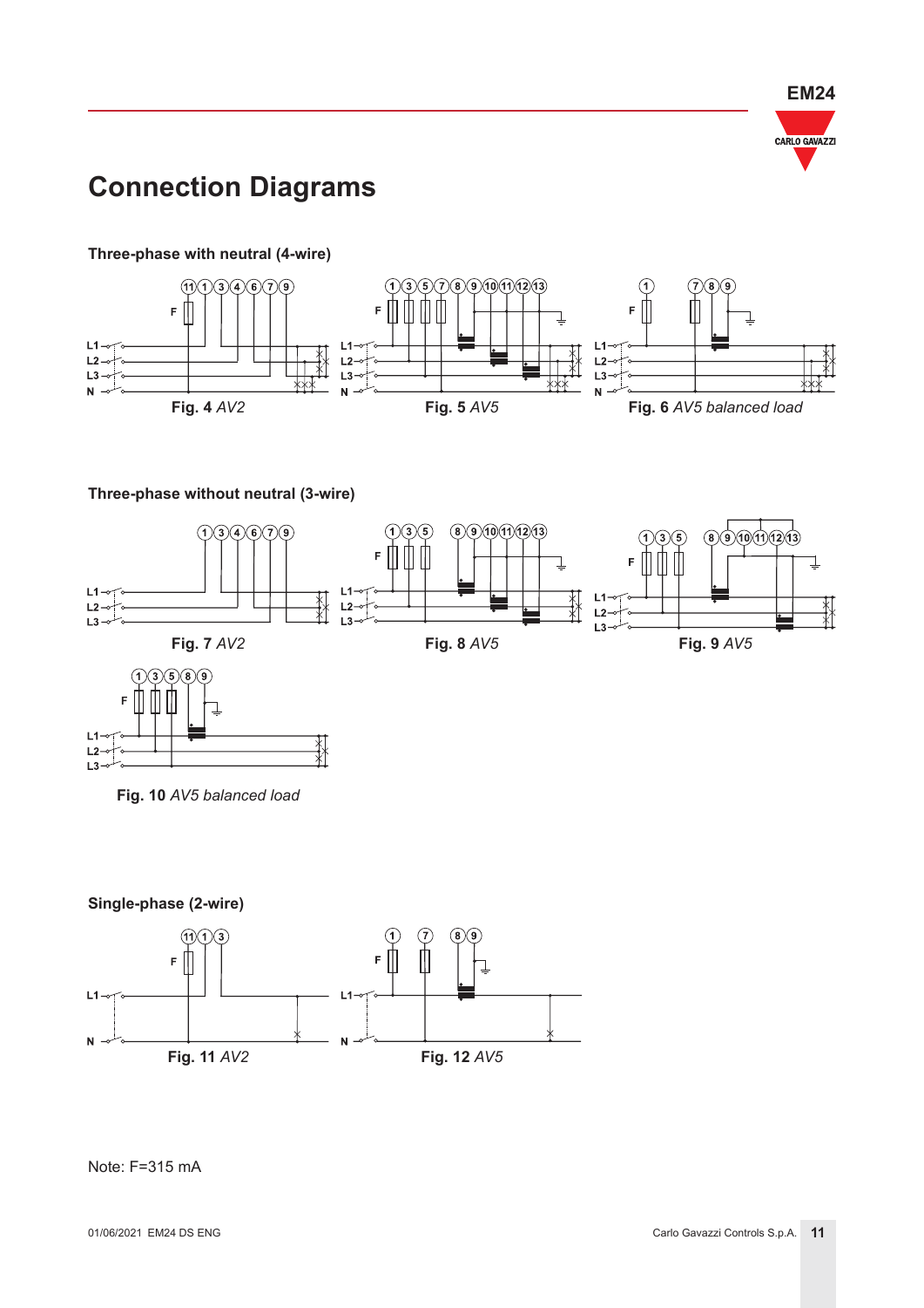# Connection Diagrams

### Three-phase with neutral (4-wire)

11 1 3 4 6 7 9
F
L1
L2
L3
N

**Fig. 4** *AV2*

1 3 5 7 8 9 10 11 12 13
F
L1
L2
L3
N

**Fig. 5** *AV5*

1 7 8 9
F
L1
L2
L3
N

**Fig. 6** *AV5 balanced load*

### Three-phase without neutral (3-wire)

1 3 4 6 7 9
L1
L2
L3

**Fig. 7** *AV2*

1 3 5 8 9 10 11 12 13
F
L1
L2
L3

**Fig. 8** *AV5*

1 3 5 8 9 10 11 12 13
F
L1
L2
L3

**Fig. 9** *AV5*

1 3 5 8 9
F
L1
L2
L3

**Fig. 10** *AV5 balanced load*

### Single-phase (2-wire)

11 1 3
F
L1
N

**Fig. 11** *AV2*

1 7 8 9
F
L1
N

**Fig. 12** *AV5*

Note: F=315 mA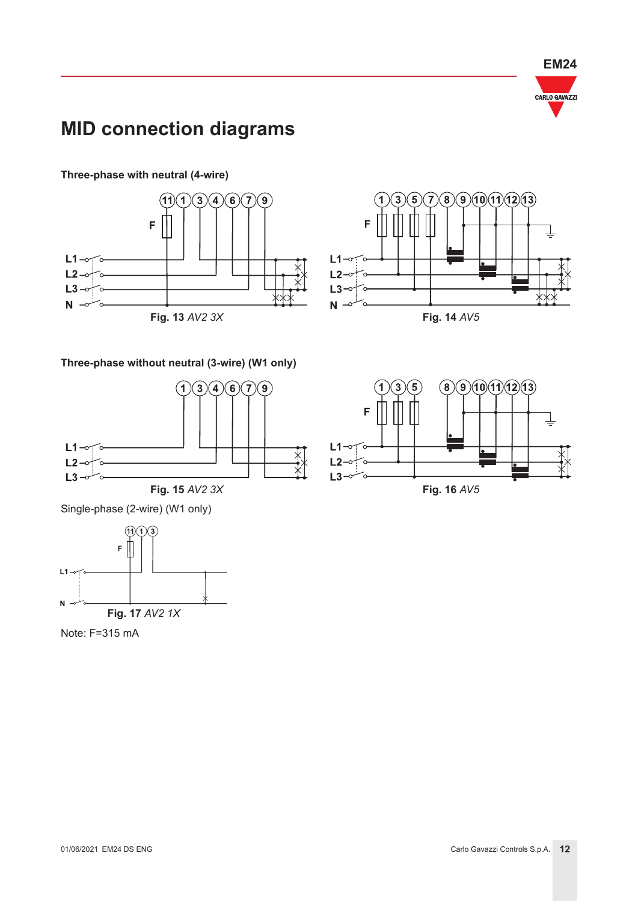# MID connection diagrams

**Three-phase with neutral (4-wire)**

**Fig. 13** *AV2 3X*

**Fig. 14** *AV5*

**Three-phase without neutral (3-wire) (W1 only)**

**Fig. 15** *AV2 3X*

**Fig. 16** *AV5*

Single-phase (2-wire) (W1 only)

**Fig. 17** *AV2 1X*

Note: F=315 mA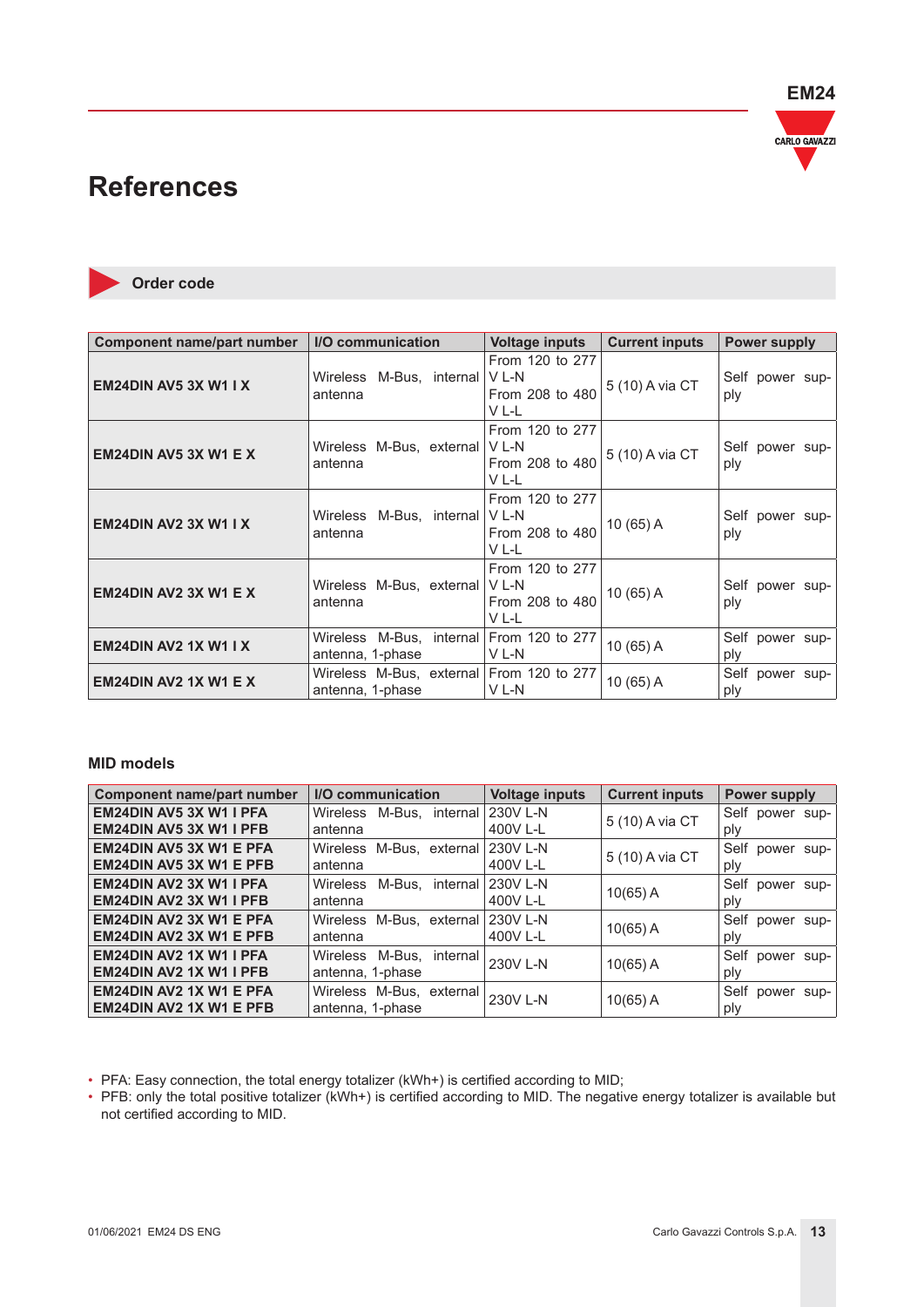# References

## Order code

| Component name/part number | I/O communication | Voltage inputs | Current inputs | Power supply |
|---|---|---|---|---|
| **EM24DIN AV5 3X W1 I X** | Wireless M-Bus, internal antenna | From 120 to 277 V L-N From 208 to 480 V L-L | 5 (10) A via CT | Self power supply |
| **EM24DIN AV5 3X W1 E X** | Wireless M-Bus, external antenna | From 120 to 277 V L-N From 208 to 480 V L-L | 5 (10) A via CT | Self power supply |
| **EM24DIN AV2 3X W1 I X** | Wireless M-Bus, internal antenna | From 120 to 277 V L-N From 208 to 480 V L-L | 10 (65) A | Self power supply |
| **EM24DIN AV2 3X W1 E X** | Wireless M-Bus, external antenna | From 120 to 277 V L-N From 208 to 480 V L-L | 10 (65) A | Self power supply |
| **EM24DIN AV2 1X W1 I X** | Wireless M-Bus, internal antenna, 1-phase | From 120 to 277 V L-N | 10 (65) A | Self power supply |
| **EM24DIN AV2 1X W1 E X** | Wireless M-Bus, external antenna, 1-phase | From 120 to 277 V L-N | 10 (65) A | Self power supply |

### MID models

| Component name/part number | I/O communication | Voltage inputs | Current inputs | Power supply |
|---|---|---|---|---|
| **EM24DIN AV5 3X W1 I PFA** **EM24DIN AV5 3X W1 I PFB** | Wireless M-Bus, internal antenna | 230V L-N 400V L-L | 5 (10) A via CT | Self power supply |
| **EM24DIN AV5 3X W1 E PFA** **EM24DIN AV5 3X W1 E PFB** | Wireless M-Bus, external antenna | 230V L-N 400V L-L | 5 (10) A via CT | Self power supply |
| **EM24DIN AV2 3X W1 I PFA** **EM24DIN AV2 3X W1 I PFB** | Wireless M-Bus, internal antenna | 230V L-N 400V L-L | 10(65) A | Self power supply |
| **EM24DIN AV2 3X W1 E PFA** **EM24DIN AV2 3X W1 E PFB** | Wireless M-Bus, external antenna | 230V L-N 400V L-L | 10(65) A | Self power supply |
| **EM24DIN AV2 1X W1 I PFA** **EM24DIN AV2 1X W1 I PFB** | Wireless M-Bus, internal antenna, 1-phase | 230V L-N | 10(65) A | Self power supply |
| **EM24DIN AV2 1X W1 E PFA** **EM24DIN AV2 1X W1 E PFB** | Wireless M-Bus, external antenna, 1-phase | 230V L-N | 10(65) A | Self power supply |

- PFA: Easy connection, the total energy totalizer (kWh+) is certified according to MID;
- PFB: only the total positive totalizer (kWh+) is certified according to MID. The negative energy totalizer is available but not certified according to MID.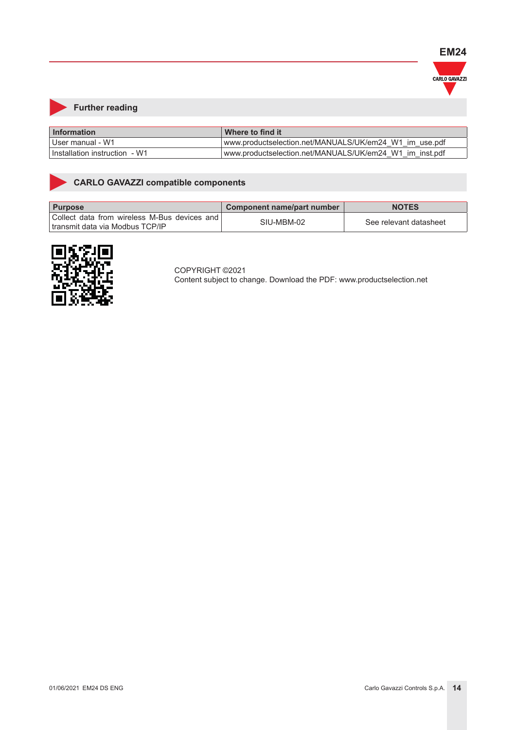## Further reading

| Information | Where to find it |
|---|---|
| User manual - W1 | www.productselection.net/MANUALS/UK/em24_W1_im_use.pdf |
| Installation instruction - W1 | www.productselection.net/MANUALS/UK/em24_W1_im_inst.pdf |

## CARLO GAVAZZI compatible components

| Purpose | Component name/part number | NOTES |
|---|---|---|
| Collect data from wireless M-Bus devices and transmit data via Modbus TCP/IP | SIU-MBM-02 | See relevant datasheet |

COPYRIGHT ©2021
Content subject to change. Download the PDF: www.productselection.net